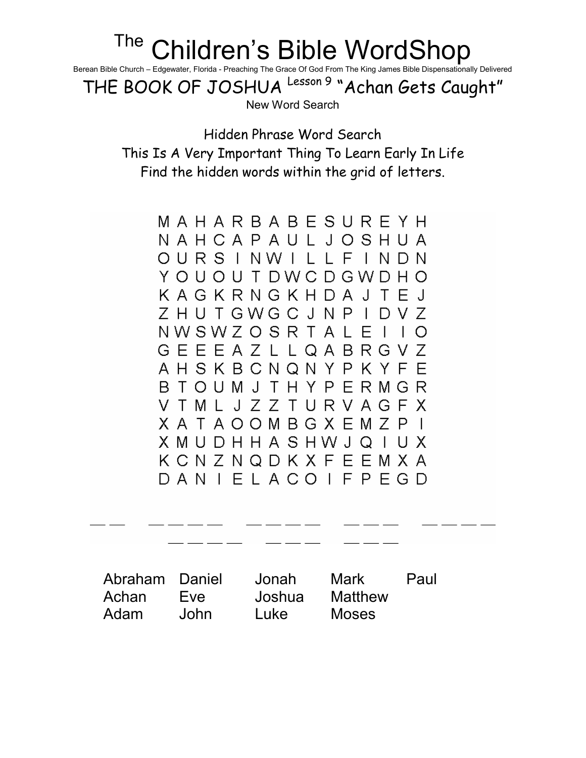# The Children's Bible WordShop

Berean Bible Church – Edgewater, Florida - Preaching The Grace Of God From The King James Bible Dispensationally Delivered

## THE BOOK OF JOSHUA Lesson 9 "Achan Gets Caught"

New Word Search

Hidden Phrase Word Search
This Is A Very Important Thing To Learn Early In Life
Find the hidden words within the grid of letters.

```
M A H A R B A B E S U R E Y H
N A H C A P A U L J O S H U A
O U R S I N W I L L F I N D N
Y O U O U T D W C D G W D H O
K A G K R N G K H D A J T E J
Z H U T G W G C J N P I D V Z
N W S W Z O S R T A L E I I O
G E E E A Z L L Q A B R G V Z
A H S K B C N Q N Y P K Y F E
B T O U M J T H Y P E R M G R
V T M L J Z Z T U R V A G F X
X A T A O O M B G X E M Z P I
X M U D H H A S H W J Q I U X
K C N Z N Q D K X F E E M X A
D A N I E L A C O I F P E G D
```

__ __   __ __ __ __   __ __ __ __   __ __ __   __ __ __ __

__ __ __ __   __ __ __   __ __ __

| | | | | |
|---|---|---|---|---|
| Abraham | Daniel | Jonah | Mark | Paul |
| Achan | Eve | Joshua | Matthew | |
| Adam | John | Luke | Moses | |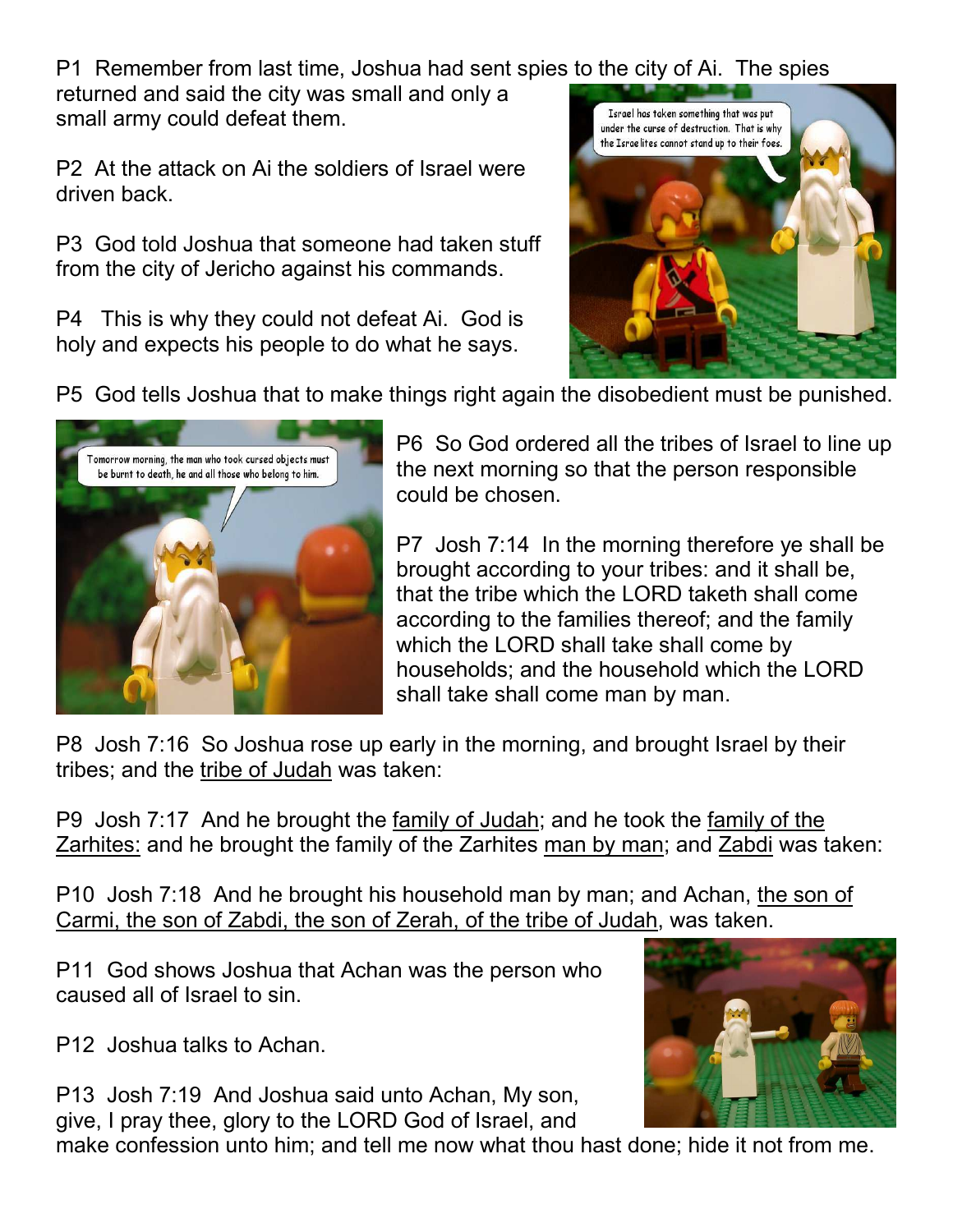P1 Remember from last time, Joshua had sent spies to the city of Ai. The spies returned and said the city was small and only a small army could defeat them.

P2 At the attack on Ai the soldiers of Israel were driven back.

P3 God told Joshua that someone had taken stuff from the city of Jericho against his commands.

P4 This is why they could not defeat Ai. God is holy and expects his people to do what he says.

P5 God tells Joshua that to make things right again the disobedient must be punished.

P6 So God ordered all the tribes of Israel to line up the next morning so that the person responsible could be chosen.

P7 Josh 7:14 In the morning therefore ye shall be brought according to your tribes: and it shall be, that the tribe which the LORD taketh shall come according to the families thereof; and the family which the LORD shall take shall come by households; and the household which the LORD shall take shall come man by man.

P8 Josh 7:16 So Joshua rose up early in the morning, and brought Israel by their tribes; and the tribe of Judah was taken:

P9 Josh 7:17 And he brought the family of Judah; and he took the family of the Zarhites: and he brought the family of the Zarhites man by man; and Zabdi was taken:

P10 Josh 7:18 And he brought his household man by man; and Achan, the son of Carmi, the son of Zabdi, the son of Zerah, of the tribe of Judah, was taken.

P11 God shows Joshua that Achan was the person who caused all of Israel to sin.

P12 Joshua talks to Achan.

P13 Josh 7:19 And Joshua said unto Achan, My son, give, I pray thee, glory to the LORD God of Israel, and make confession unto him; and tell me now what thou hast done; hide it not from me.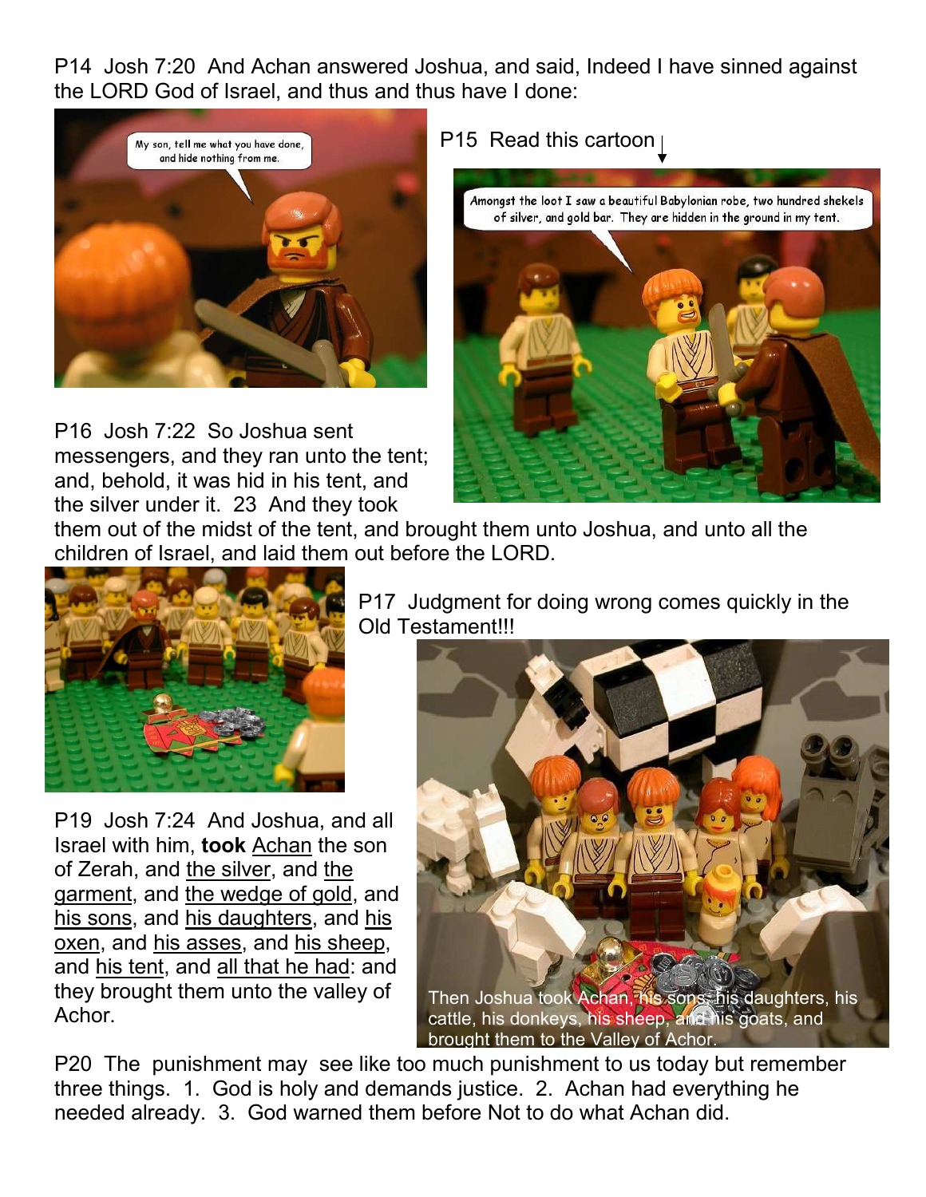P14 Josh 7:20 And Achan answered Joshua, and said, Indeed I have sinned against the LORD God of Israel, and thus and thus have I done:

P15 Read this cartoon ↓

P16 Josh 7:22 So Joshua sent messengers, and they ran unto the tent; and, behold, it was hid in his tent, and the silver under it. 23 And they took them out of the midst of the tent, and brought them unto Joshua, and unto all the children of Israel, and laid them out before the LORD.

P17 Judgment for doing wrong comes quickly in the Old Testament!!!

P19 Josh 7:24 And Joshua, and all Israel with him, **took** Achan the son of Zerah, and the silver, and the garment, and the wedge of gold, and his sons, and his daughters, and his oxen, and his asses, and his sheep, and his tent, and all that he had: and they brought them unto the valley of Achor.

Then Joshua took Achan, his sons, his daughters, his cattle, his donkeys, his sheep, and his goats, and brought them to the Valley of Achor.

P20 The punishment may see like too much punishment to us today but remember three things. 1. God is holy and demands justice. 2. Achan had everything he needed already. 3. God warned them before Not to do what Achan did.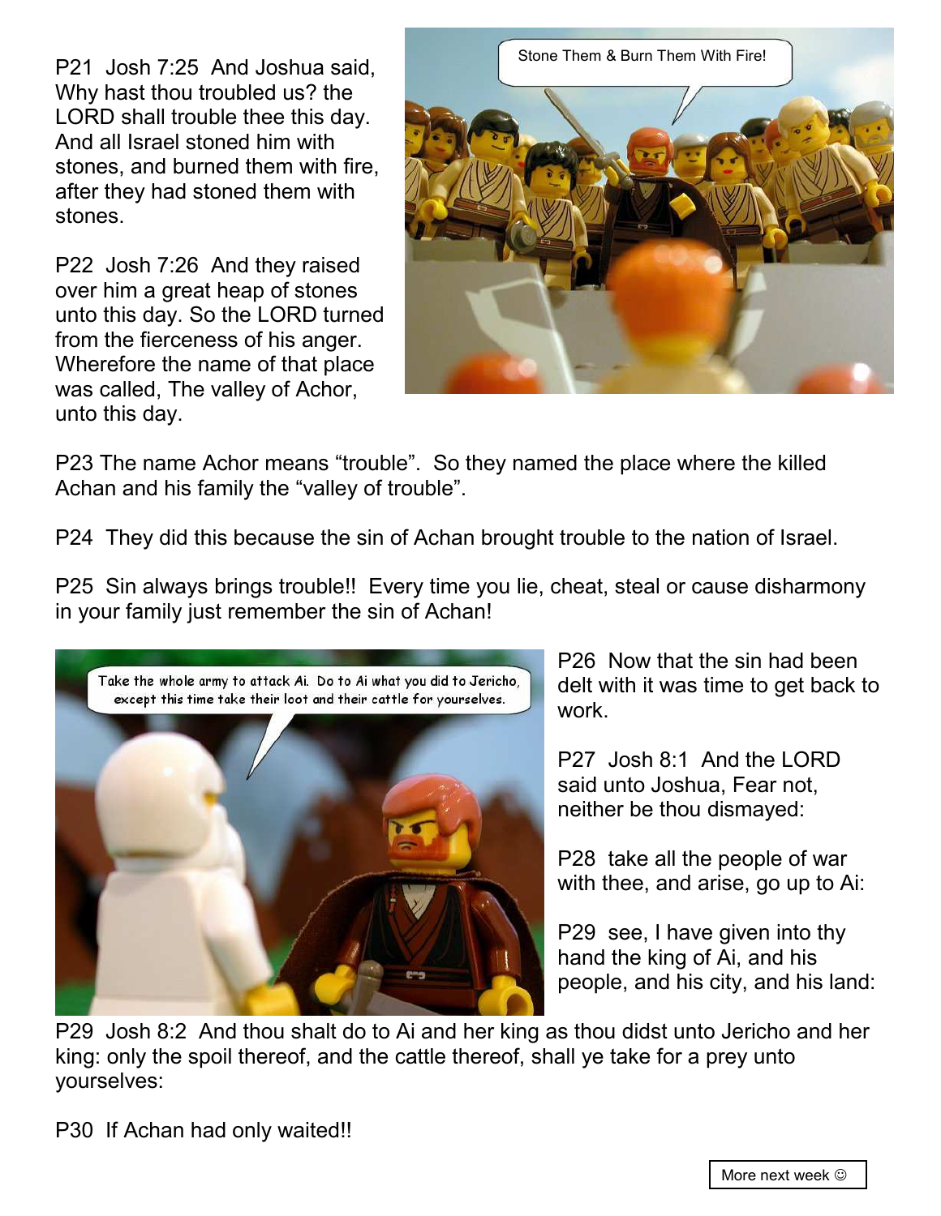P21 Josh 7:25 And Joshua said, Why hast thou troubled us? the LORD shall trouble thee this day. And all Israel stoned him with stones, and burned them with fire, after they had stoned them with stones.

P22 Josh 7:26 And they raised over him a great heap of stones unto this day. So the LORD turned from the fierceness of his anger. Wherefore the name of that place was called, The valley of Achor, unto this day.

Stone Them & Burn Them With Fire!

P23 The name Achor means “trouble”. So they named the place where the killed Achan and his family the “valley of trouble”.

P24 They did this because the sin of Achan brought trouble to the nation of Israel.

P25 Sin always brings trouble!! Every time you lie, cheat, steal or cause disharmony in your family just remember the sin of Achan!

Take the whole army to attack Ai. Do to Ai what you did to Jericho, except this time take their loot and their cattle for yourselves.

P26 Now that the sin had been delt with it was time to get back to work.

P27 Josh 8:1 And the LORD said unto Joshua, Fear not, neither be thou dismayed:

P28 take all the people of war with thee, and arise, go up to Ai:

P29 see, I have given into thy hand the king of Ai, and his people, and his city, and his land:

P29 Josh 8:2 And thou shalt do to Ai and her king as thou didst unto Jericho and her king: only the spoil thereof, and the cattle thereof, shall ye take for a prey unto yourselves:

P30 If Achan had only waited!!

More next week ☺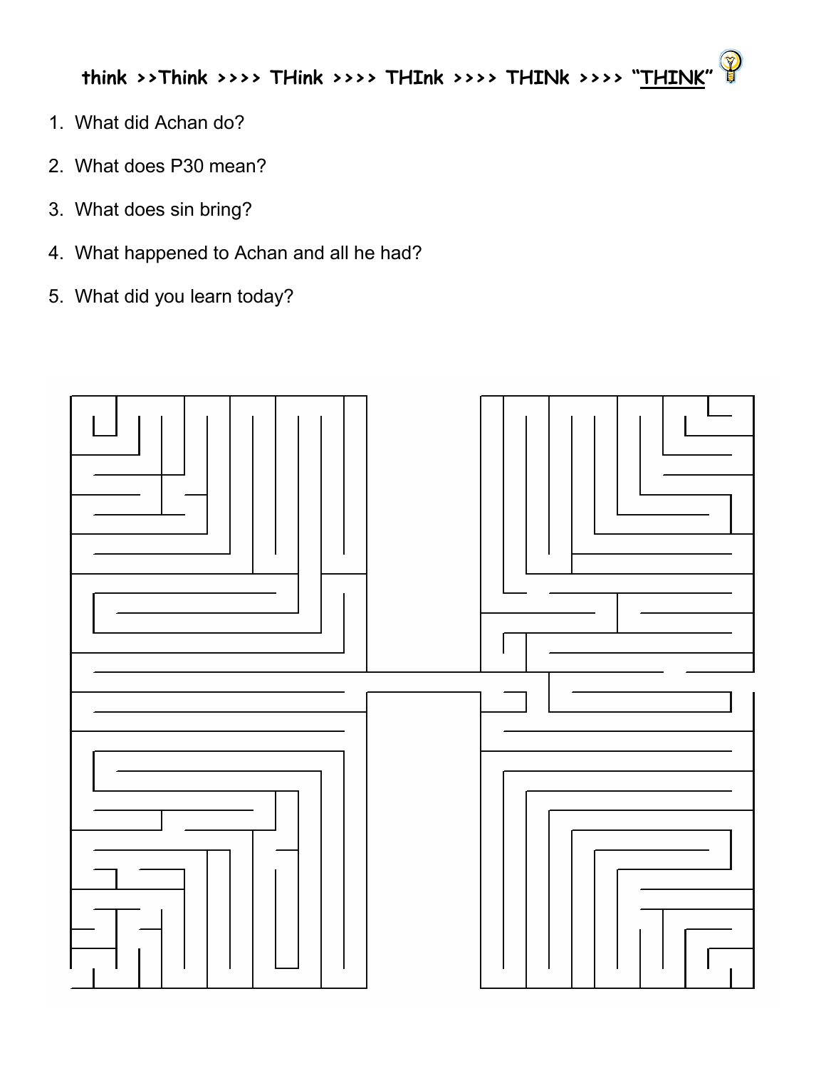think >>Think >>>> THink >>>> THInk >>>> THINk >>>> "THINK"

1. What did Achan do?
2. What does P30 mean?
3. What does sin bring?
4. What happened to Achan and all he had?
5. What did you learn today?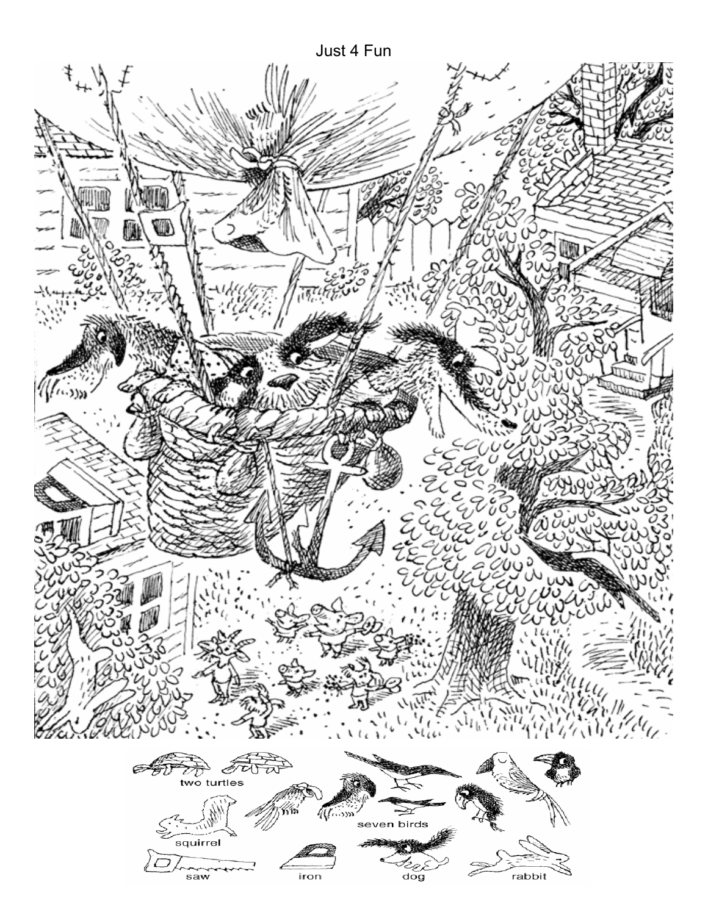Just 4 Fun

two turtles

seven birds

squirrel

saw

iron

dog

rabbit